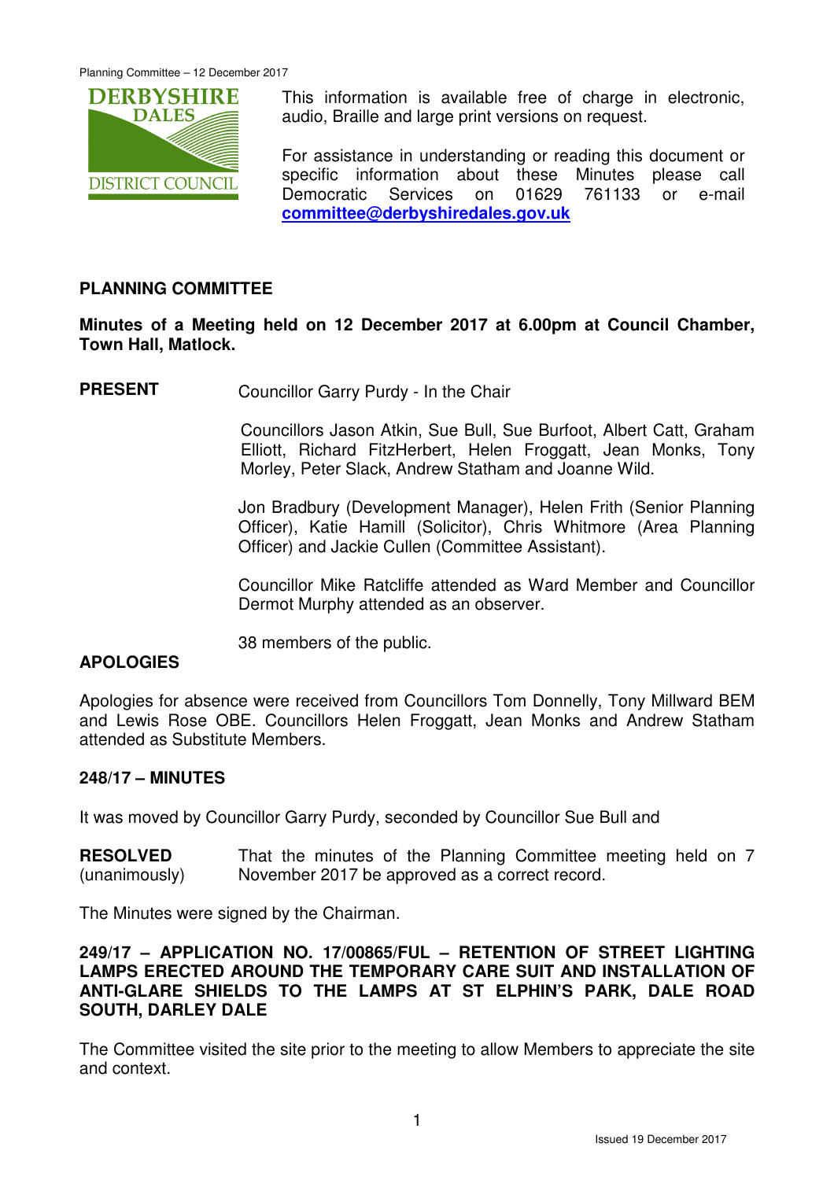This information is available free of charge in electronic, audio, Braille and large print versions on request.

For assistance in understanding or reading this document or specific information about these Minutes please call Democratic Services on 01629 761133 or e-mail **committee@derbyshiredales.gov.uk**

## PLANNING COMMITTEE

**Minutes of a Meeting held on 12 December 2017 at 6.00pm at Council Chamber, Town Hall, Matlock.**

**PRESENT** Councillor Garry Purdy - In the Chair

Councillors Jason Atkin, Sue Bull, Sue Burfoot, Albert Catt, Graham Elliott, Richard FitzHerbert, Helen Froggatt, Jean Monks, Tony Morley, Peter Slack, Andrew Statham and Joanne Wild.

Jon Bradbury (Development Manager), Helen Frith (Senior Planning Officer), Katie Hamill (Solicitor), Chris Whitmore (Area Planning Officer) and Jackie Cullen (Committee Assistant).

Councillor Mike Ratcliffe attended as Ward Member and Councillor Dermot Murphy attended as an observer.

38 members of the public.

**APOLOGIES**

Apologies for absence were received from Councillors Tom Donnelly, Tony Millward BEM and Lewis Rose OBE. Councillors Helen Froggatt, Jean Monks and Andrew Statham attended as Substitute Members.

**248/17 – MINUTES**

It was moved by Councillor Garry Purdy, seconded by Councillor Sue Bull and

**RESOLVED** (unanimously) That the minutes of the Planning Committee meeting held on 7 November 2017 be approved as a correct record.

The Minutes were signed by the Chairman.

**249/17 – APPLICATION NO. 17/00865/FUL – RETENTION OF STREET LIGHTING LAMPS ERECTED AROUND THE TEMPORARY CARE SUIT AND INSTALLATION OF ANTI-GLARE SHIELDS TO THE LAMPS AT ST ELPHIN'S PARK, DALE ROAD SOUTH, DARLEY DALE**

The Committee visited the site prior to the meeting to allow Members to appreciate the site and context.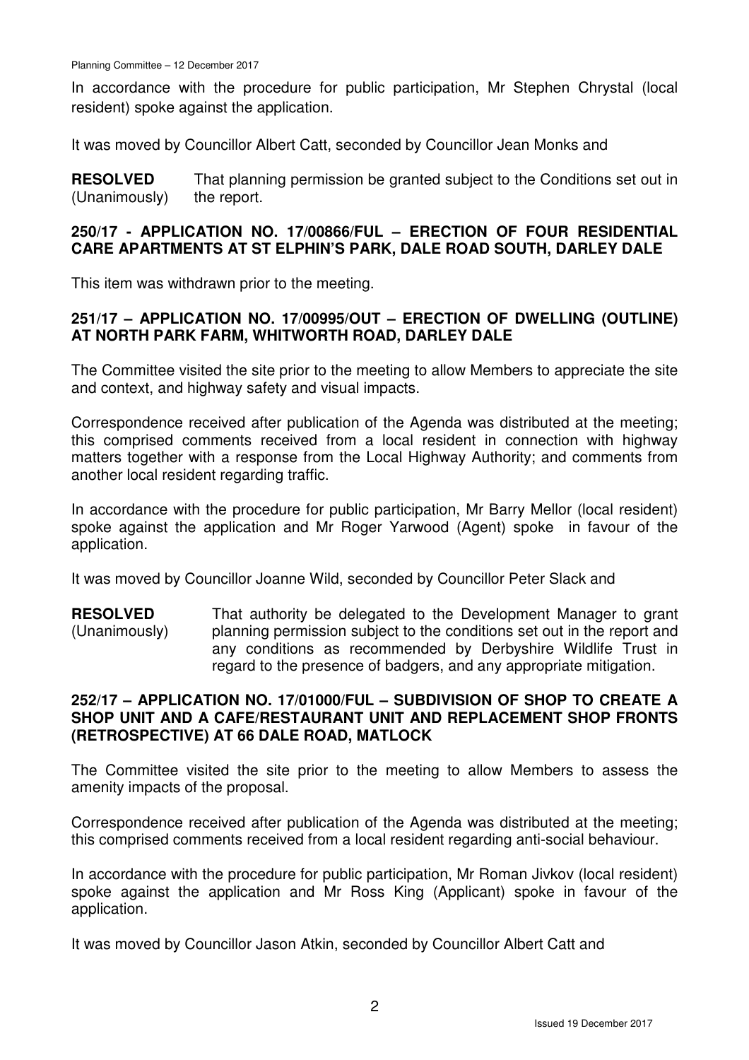In accordance with the procedure for public participation, Mr Stephen Chrystal (local resident) spoke against the application.

It was moved by Councillor Albert Catt, seconded by Councillor Jean Monks and

**RESOLVED** (Unanimously) That planning permission be granted subject to the Conditions set out in the report.

### 250/17 - APPLICATION NO. 17/00866/FUL – ERECTION OF FOUR RESIDENTIAL CARE APARTMENTS AT ST ELPHIN'S PARK, DALE ROAD SOUTH, DARLEY DALE

This item was withdrawn prior to the meeting.

### 251/17 – APPLICATION NO. 17/00995/OUT – ERECTION OF DWELLING (OUTLINE) AT NORTH PARK FARM, WHITWORTH ROAD, DARLEY DALE

The Committee visited the site prior to the meeting to allow Members to appreciate the site and context, and highway safety and visual impacts.

Correspondence received after publication of the Agenda was distributed at the meeting; this comprised comments received from a local resident in connection with highway matters together with a response from the Local Highway Authority; and comments from another local resident regarding traffic.

In accordance with the procedure for public participation, Mr Barry Mellor (local resident) spoke against the application and Mr Roger Yarwood (Agent) spoke in favour of the application.

It was moved by Councillor Joanne Wild, seconded by Councillor Peter Slack and

**RESOLVED** (Unanimously) That authority be delegated to the Development Manager to grant planning permission subject to the conditions set out in the report and any conditions as recommended by Derbyshire Wildlife Trust in regard to the presence of badgers, and any appropriate mitigation.

### 252/17 – APPLICATION NO. 17/01000/FUL – SUBDIVISION OF SHOP TO CREATE A SHOP UNIT AND A CAFE/RESTAURANT UNIT AND REPLACEMENT SHOP FRONTS (RETROSPECTIVE) AT 66 DALE ROAD, MATLOCK

The Committee visited the site prior to the meeting to allow Members to assess the amenity impacts of the proposal.

Correspondence received after publication of the Agenda was distributed at the meeting; this comprised comments received from a local resident regarding anti-social behaviour.

In accordance with the procedure for public participation, Mr Roman Jivkov (local resident) spoke against the application and Mr Ross King (Applicant) spoke in favour of the application.

It was moved by Councillor Jason Atkin, seconded by Councillor Albert Catt and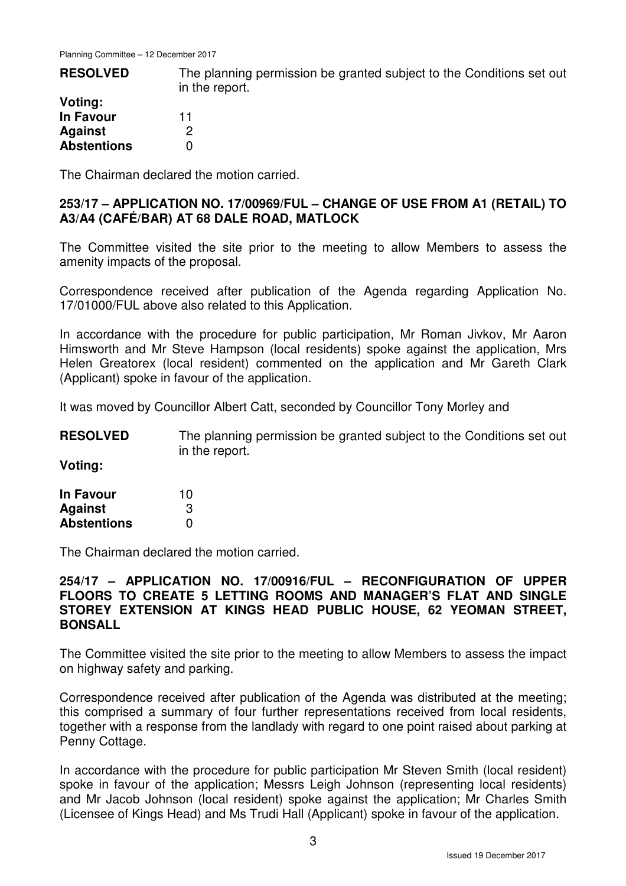**RESOLVED** The planning permission be granted subject to the Conditions set out in the report.

**Voting:**

| | |
|---|---|
| **In Favour** | 11 |
| **Against** | 2 |
| **Abstentions** | 0 |

The Chairman declared the motion carried.

**253/17 – APPLICATION NO. 17/00969/FUL – CHANGE OF USE FROM A1 (RETAIL) TO A3/A4 (CAFÉ/BAR) AT 68 DALE ROAD, MATLOCK**

The Committee visited the site prior to the meeting to allow Members to assess the amenity impacts of the proposal.

Correspondence received after publication of the Agenda regarding Application No. 17/01000/FUL above also related to this Application.

In accordance with the procedure for public participation, Mr Roman Jivkov, Mr Aaron Himsworth and Mr Steve Hampson (local residents) spoke against the application, Mrs Helen Greatorex (local resident) commented on the application and Mr Gareth Clark (Applicant) spoke in favour of the application.

It was moved by Councillor Albert Catt, seconded by Councillor Tony Morley and

**RESOLVED** The planning permission be granted subject to the Conditions set out in the report.

**Voting:**

| | |
|---|---|
| **In Favour** | 10 |
| **Against** | 3 |
| **Abstentions** | 0 |

The Chairman declared the motion carried.

**254/17 – APPLICATION NO. 17/00916/FUL – RECONFIGURATION OF UPPER FLOORS TO CREATE 5 LETTING ROOMS AND MANAGER'S FLAT AND SINGLE STOREY EXTENSION AT KINGS HEAD PUBLIC HOUSE, 62 YEOMAN STREET, BONSALL**

The Committee visited the site prior to the meeting to allow Members to assess the impact on highway safety and parking.

Correspondence received after publication of the Agenda was distributed at the meeting; this comprised a summary of four further representations received from local residents, together with a response from the landlady with regard to one point raised about parking at Penny Cottage.

In accordance with the procedure for public participation Mr Steven Smith (local resident) spoke in favour of the application; Messrs Leigh Johnson (representing local residents) and Mr Jacob Johnson (local resident) spoke against the application; Mr Charles Smith (Licensee of Kings Head) and Ms Trudi Hall (Applicant) spoke in favour of the application.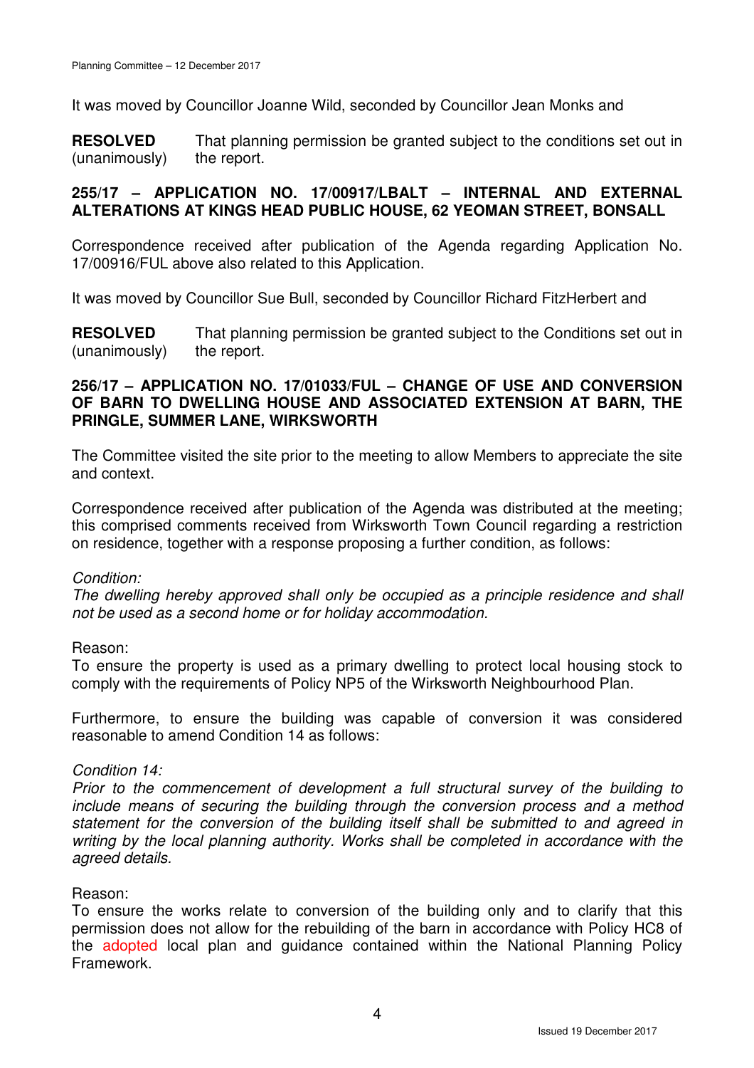It was moved by Councillor Joanne Wild, seconded by Councillor Jean Monks and

**RESOLVED** (unanimously) That planning permission be granted subject to the conditions set out in the report.

### 255/17 – APPLICATION NO. 17/00917/LBALT – INTERNAL AND EXTERNAL ALTERATIONS AT KINGS HEAD PUBLIC HOUSE, 62 YEOMAN STREET, BONSALL

Correspondence received after publication of the Agenda regarding Application No. 17/00916/FUL above also related to this Application.

It was moved by Councillor Sue Bull, seconded by Councillor Richard FitzHerbert and

**RESOLVED** (unanimously) That planning permission be granted subject to the Conditions set out in the report.

### 256/17 – APPLICATION NO. 17/01033/FUL – CHANGE OF USE AND CONVERSION OF BARN TO DWELLING HOUSE AND ASSOCIATED EXTENSION AT BARN, THE PRINGLE, SUMMER LANE, WIRKSWORTH

The Committee visited the site prior to the meeting to allow Members to appreciate the site and context.

Correspondence received after publication of the Agenda was distributed at the meeting; this comprised comments received from Wirksworth Town Council regarding a restriction on residence, together with a response proposing a further condition, as follows:

*Condition:*
*The dwelling hereby approved shall only be occupied as a principle residence and shall not be used as a second home or for holiday accommodation.*

Reason:
To ensure the property is used as a primary dwelling to protect local housing stock to comply with the requirements of Policy NP5 of the Wirksworth Neighbourhood Plan.

Furthermore, to ensure the building was capable of conversion it was considered reasonable to amend Condition 14 as follows:

*Condition 14:*
*Prior to the commencement of development a full structural survey of the building to include means of securing the building through the conversion process and a method statement for the conversion of the building itself shall be submitted to and agreed in writing by the local planning authority. Works shall be completed in accordance with the agreed details.*

Reason:
To ensure the works relate to conversion of the building only and to clarify that this permission does not allow for the rebuilding of the barn in accordance with Policy HC8 of the adopted local plan and guidance contained within the National Planning Policy Framework.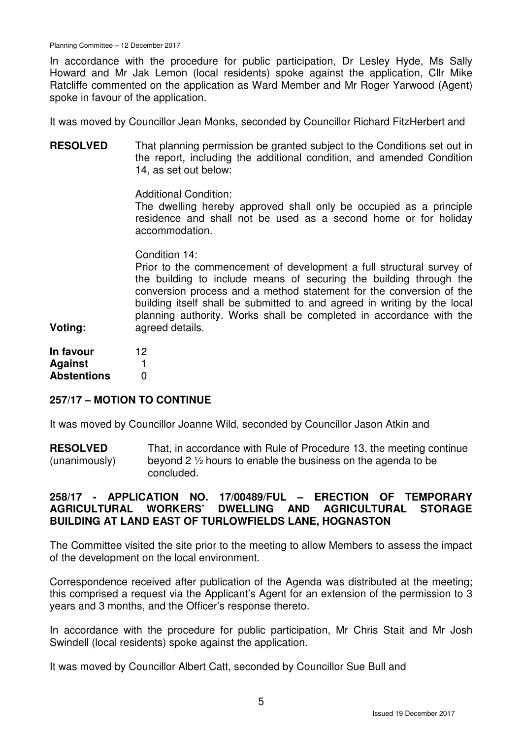In accordance with the procedure for public participation, Dr Lesley Hyde, Ms Sally Howard and Mr Jak Lemon (local residents) spoke against the application, Cllr Mike Ratcliffe commented on the application as Ward Member and Mr Roger Yarwood (Agent) spoke in favour of the application.

It was moved by Councillor Jean Monks, seconded by Councillor Richard FitzHerbert and

**RESOLVED** That planning permission be granted subject to the Conditions set out in the report, including the additional condition, and amended Condition 14, as set out below:

Additional Condition:
The dwelling hereby approved shall only be occupied as a principle residence and shall not be used as a second home or for holiday accommodation.

Condition 14:
Prior to the commencement of development a full structural survey of the building to include means of securing the building through the conversion process and a method statement for the conversion of the building itself shall be submitted to and agreed in writing by the local planning authority. Works shall be completed in accordance with the agreed details.

**Voting:**

| | |
|---|---|
| **In favour** | 12 |
| **Against** | 1 |
| **Abstentions** | 0 |

## 257/17 – MOTION TO CONTINUE

It was moved by Councillor Joanne Wild, seconded by Councillor Jason Atkin and

**RESOLVED** (unanimously) That, in accordance with Rule of Procedure 13, the meeting continue beyond 2 ½ hours to enable the business on the agenda to be concluded.

## 258/17 - APPLICATION NO. 17/00489/FUL – ERECTION OF TEMPORARY AGRICULTURAL WORKERS' DWELLING AND AGRICULTURAL STORAGE BUILDING AT LAND EAST OF TURLOWFIELDS LANE, HOGNASTON

The Committee visited the site prior to the meeting to allow Members to assess the impact of the development on the local environment.

Correspondence received after publication of the Agenda was distributed at the meeting; this comprised a request via the Applicant's Agent for an extension of the permission to 3 years and 3 months, and the Officer's response thereto.

In accordance with the procedure for public participation, Mr Chris Stait and Mr Josh Swindell (local residents) spoke against the application.

It was moved by Councillor Albert Catt, seconded by Councillor Sue Bull and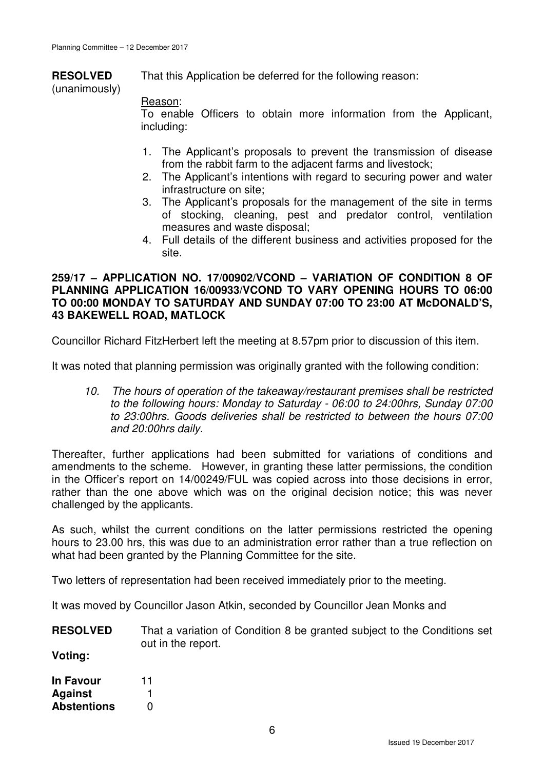**RESOLVED** (unanimously)

That this Application be deferred for the following reason:

Reason:

To enable Officers to obtain more information from the Applicant, including:

1. The Applicant's proposals to prevent the transmission of disease from the rabbit farm to the adjacent farms and livestock;
2. The Applicant's intentions with regard to securing power and water infrastructure on site;
3. The Applicant's proposals for the management of the site in terms of stocking, cleaning, pest and predator control, ventilation measures and waste disposal;
4. Full details of the different business and activities proposed for the site.

**259/17 – APPLICATION NO. 17/00902/VCOND – VARIATION OF CONDITION 8 OF PLANNING APPLICATION 16/00933/VCOND TO VARY OPENING HOURS TO 06:00 TO 00:00 MONDAY TO SATURDAY AND SUNDAY 07:00 TO 23:00 AT McDONALD'S, 43 BAKEWELL ROAD, MATLOCK**

Councillor Richard FitzHerbert left the meeting at 8.57pm prior to discussion of this item.

It was noted that planning permission was originally granted with the following condition:

> *10. The hours of operation of the takeaway/restaurant premises shall be restricted to the following hours: Monday to Saturday - 06:00 to 24:00hrs, Sunday 07:00 to 23:00hrs. Goods deliveries shall be restricted to between the hours 07:00 and 20:00hrs daily.*

Thereafter, further applications had been submitted for variations of conditions and amendments to the scheme. However, in granting these latter permissions, the condition in the Officer's report on 14/00249/FUL was copied across into those decisions in error, rather than the one above which was on the original decision notice; this was never challenged by the applicants.

As such, whilst the current conditions on the latter permissions restricted the opening hours to 23.00 hrs, this was due to an administration error rather than a true reflection on what had been granted by the Planning Committee for the site.

Two letters of representation had been received immediately prior to the meeting.

It was moved by Councillor Jason Atkin, seconded by Councillor Jean Monks and

**RESOLVED** That a variation of Condition 8 be granted subject to the Conditions set out in the report.

**Voting:**

| | |
|---|---|
| **In Favour** | 11 |
| **Against** | 1 |
| **Abstentions** | 0 |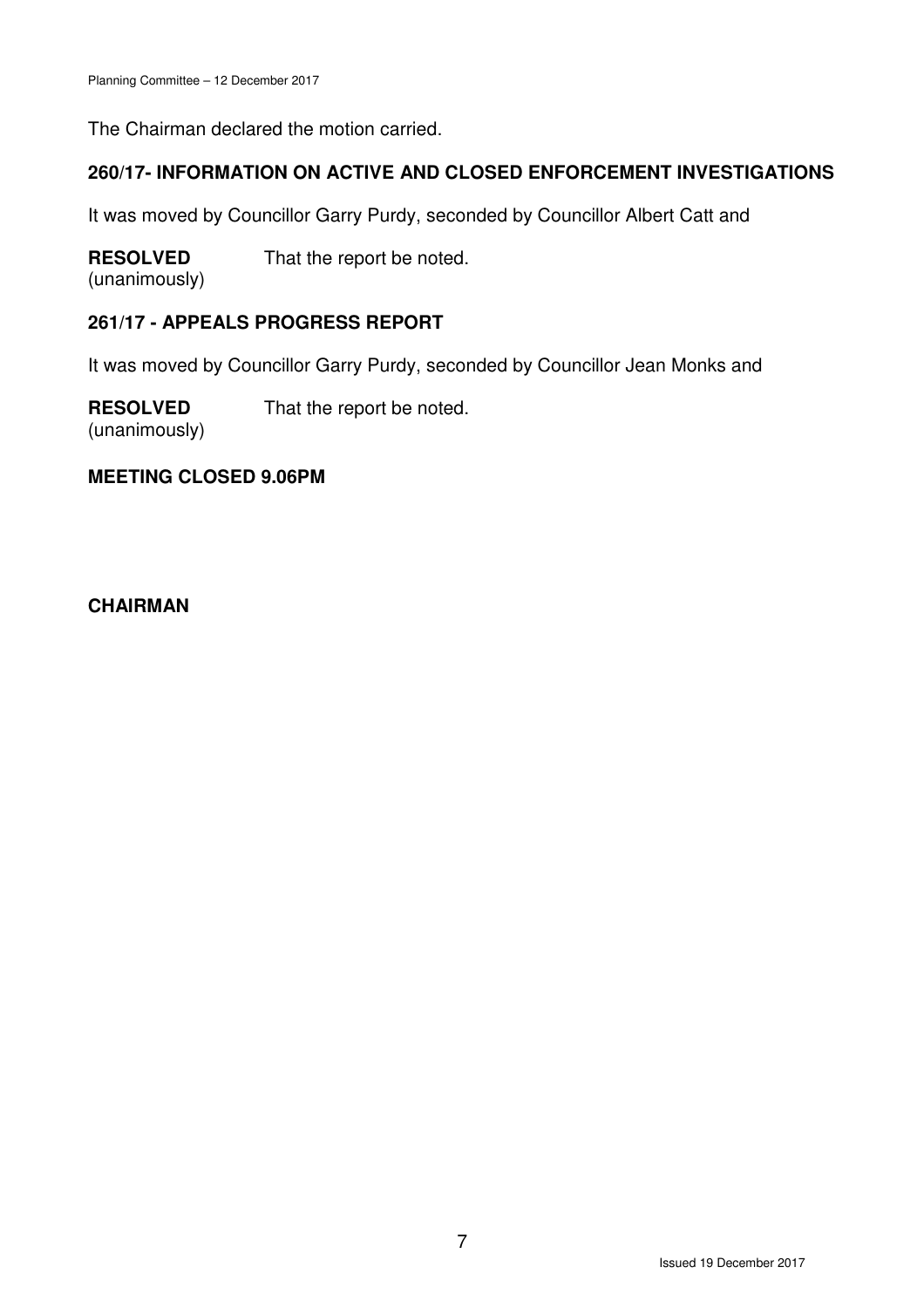The Chairman declared the motion carried.

## 260/17- INFORMATION ON ACTIVE AND CLOSED ENFORCEMENT INVESTIGATIONS

It was moved by Councillor Garry Purdy, seconded by Councillor Albert Catt and

**RESOLVED** (unanimously) That the report be noted.

## 261/17 - APPEALS PROGRESS REPORT

It was moved by Councillor Garry Purdy, seconded by Councillor Jean Monks and

**RESOLVED** (unanimously) That the report be noted.

**MEETING CLOSED 9.06PM**

**CHAIRMAN**